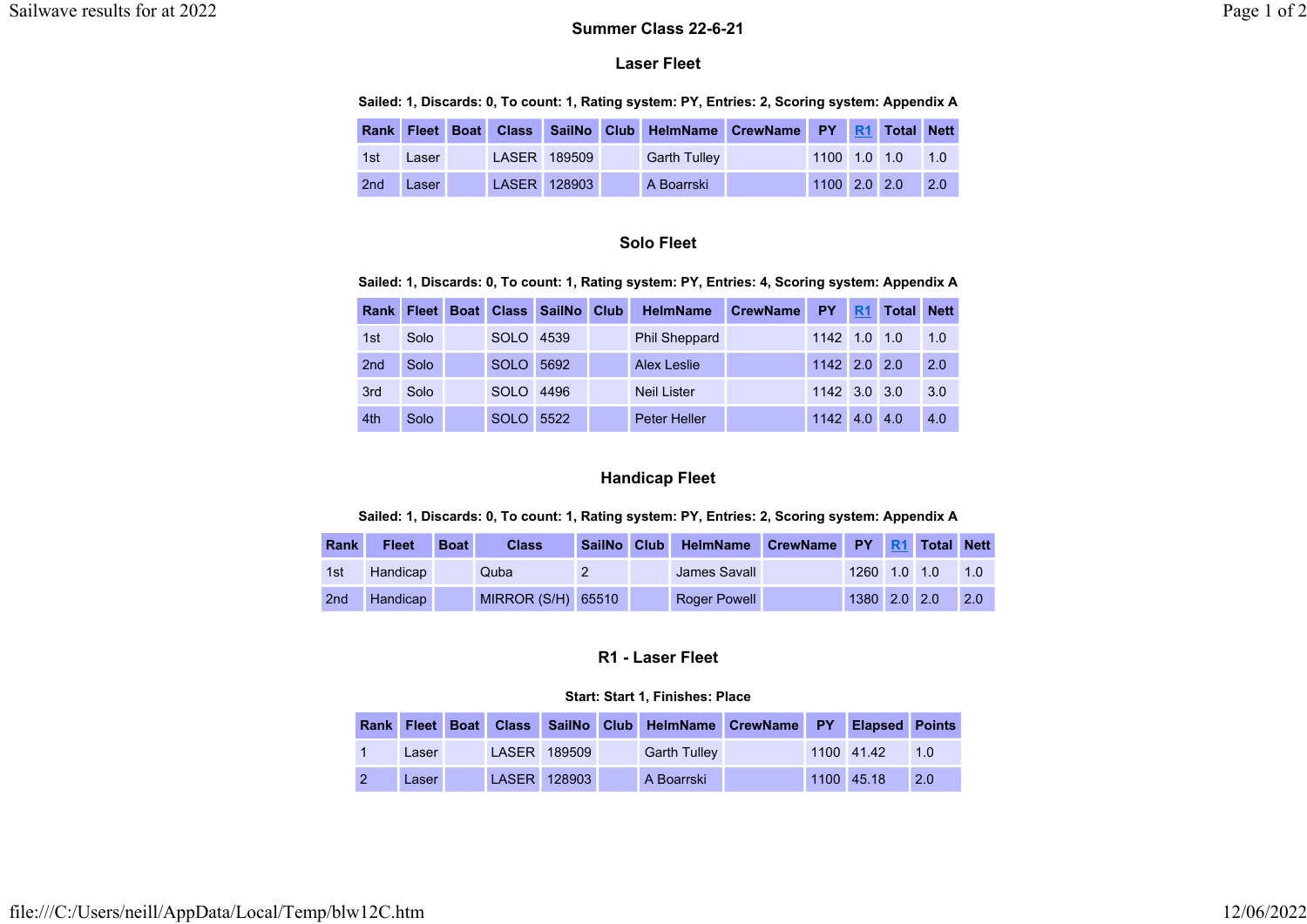# Summer Class 22-6-21

## Laser Fleet

**Sailed: 1, Discards: 0, To count: 1, Rating system: PY, Entries: 2, Scoring system: Appendix A**

| Rank | Fleet | Boat | Class | SailNo | Club | HelmName | CrewName | PY | R1 | Total | Nett |
|---|---|---|---|---|---|---|---|---|---|---|---|
| 1st | Laser | | LASER | 189509 | | Garth Tulley | | 1100 | 1.0 | 1.0 | 1.0 |
| 2nd | Laser | | LASER | 128903 | | A Boarrski | | 1100 | 2.0 | 2.0 | 2.0 |

## Solo Fleet

**Sailed: 1, Discards: 0, To count: 1, Rating system: PY, Entries: 4, Scoring system: Appendix A**

| Rank | Fleet | Boat | Class | SailNo | Club | HelmName | CrewName | PY | R1 | Total | Nett |
|---|---|---|---|---|---|---|---|---|---|---|---|
| 1st | Solo | | SOLO | 4539 | | Phil Sheppard | | 1142 | 1.0 | 1.0 | 1.0 |
| 2nd | Solo | | SOLO | 5692 | | Alex Leslie | | 1142 | 2.0 | 2.0 | 2.0 |
| 3rd | Solo | | SOLO | 4496 | | Neil Lister | | 1142 | 3.0 | 3.0 | 3.0 |
| 4th | Solo | | SOLO | 5522 | | Peter Heller | | 1142 | 4.0 | 4.0 | 4.0 |

## Handicap Fleet

**Sailed: 1, Discards: 0, To count: 1, Rating system: PY, Entries: 2, Scoring system: Appendix A**

| Rank | Fleet | Boat | Class | SailNo | Club | HelmName | CrewName | PY | R1 | Total | Nett |
|---|---|---|---|---|---|---|---|---|---|---|---|
| 1st | Handicap | | Quba | 2 | | James Savall | | 1260 | 1.0 | 1.0 | 1.0 |
| 2nd | Handicap | | MIRROR (S/H) | 65510 | | Roger Powell | | 1380 | 2.0 | 2.0 | 2.0 |

## R1 - Laser Fleet

**Start: Start 1, Finishes: Place**

| Rank | Fleet | Boat | Class | SailNo | Club | HelmName | CrewName | PY | Elapsed | Points |
|---|---|---|---|---|---|---|---|---|---|---|
| 1 | Laser | | LASER | 189509 | | Garth Tulley | | 1100 | 41.42 | 1.0 |
| 2 | Laser | | LASER | 128903 | | A Boarrski | | 1100 | 45.18 | 2.0 |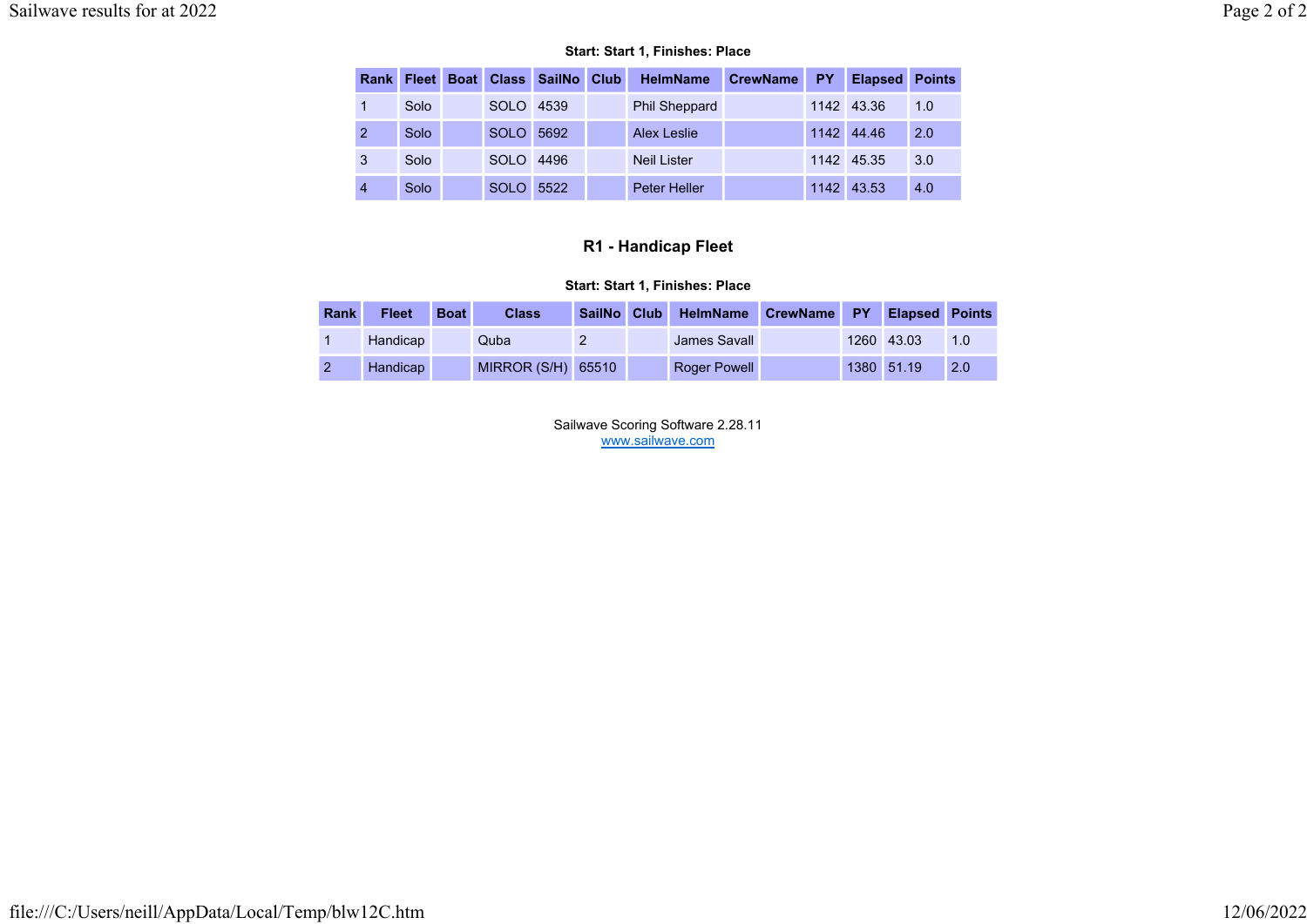**Start: Start 1, Finishes: Place**

| Rank | Fleet | Boat | Class | SailNo | Club | HelmName | CrewName | PY | Elapsed | Points |
|---|---|---|---|---|---|---|---|---|---|---|
| 1 | Solo | | SOLO | 4539 | | Phil Sheppard | | 1142 | 43.36 | 1.0 |
| 2 | Solo | | SOLO | 5692 | | Alex Leslie | | 1142 | 44.46 | 2.0 |
| 3 | Solo | | SOLO | 4496 | | Neil Lister | | 1142 | 45.35 | 3.0 |
| 4 | Solo | | SOLO | 5522 | | Peter Heller | | 1142 | 43.53 | 4.0 |

## R1 - Handicap Fleet

**Start: Start 1, Finishes: Place**

| Rank | Fleet | Boat | Class | SailNo | Club | HelmName | CrewName | PY | Elapsed | Points |
|---|---|---|---|---|---|---|---|---|---|---|
| 1 | Handicap | | Quba | 2 | | James Savall | | 1260 | 43.03 | 1.0 |
| 2 | Handicap | | MIRROR (S/H) | 65510 | | Roger Powell | | 1380 | 51.19 | 2.0 |

Sailwave Scoring Software 2.28.11
www.sailwave.com